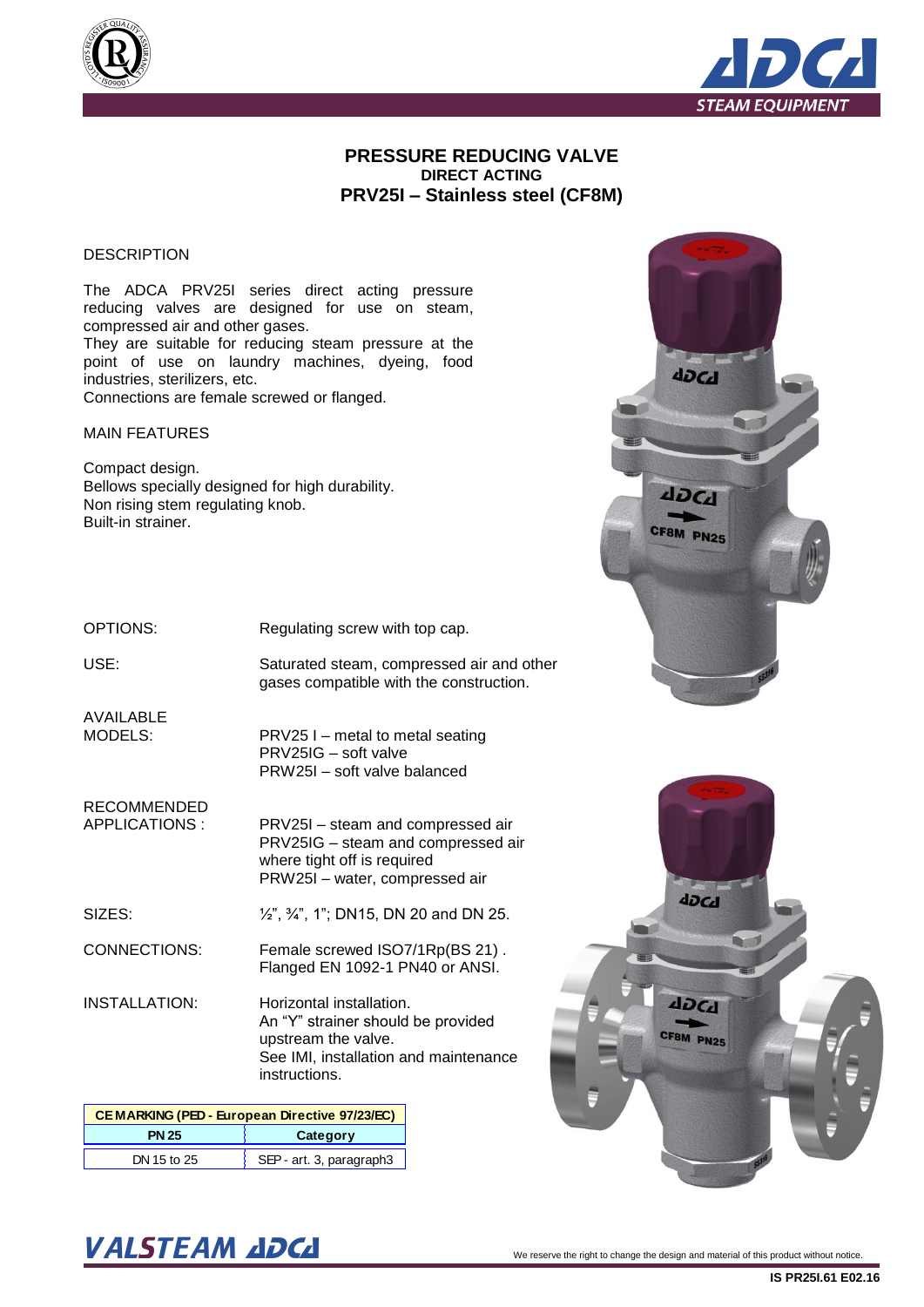# PRESSURE REDUCING VALVE

## DIRECT ACTING

## PRV25I – Stainless steel (CF8M)

DESCRIPTION

The ADCA PRV25I series direct acting pressure reducing valves are designed for use on steam, compressed air and other gases.
They are suitable for reducing steam pressure at the point of use on laundry machines, dyeing, food industries, sterilizers, etc.
Connections are female screwed or flanged.

MAIN FEATURES

Compact design.
Bellows specially designed for high durability.
Non rising stem regulating knob.
Built-in strainer.

OPTIONS: Regulating screw with top cap.

USE: Saturated steam, compressed air and other gases compatible with the construction.

AVAILABLE MODELS:
PRV25 I – metal to metal seating
PRV25IG – soft valve
PRW25I – soft valve balanced

RECOMMENDED APPLICATIONS :
PRV25I – steam and compressed air
PRV25IG – steam and compressed air where tight off is required
PRW25I – water, compressed air

SIZES: ½", ¾", 1"; DN15, DN 20 and DN 25.

CONNECTIONS: Female screwed ISO7/1Rp(BS 21) . Flanged EN 1092-1 PN40 or ANSI.

INSTALLATION: Horizontal installation.
An "Y" strainer should be provided upstream the valve.
See IMI, installation and maintenance instructions.

| CE MARKING (PED - European Directive 97/23/EC) | |
|---|---|
| **PN 25** | **Category** |
| DN 15 to 25 | SEP - art. 3, paragraph3 |

We reserve the right to change the design and material of this product without notice.

IS PR25I.61 E02.16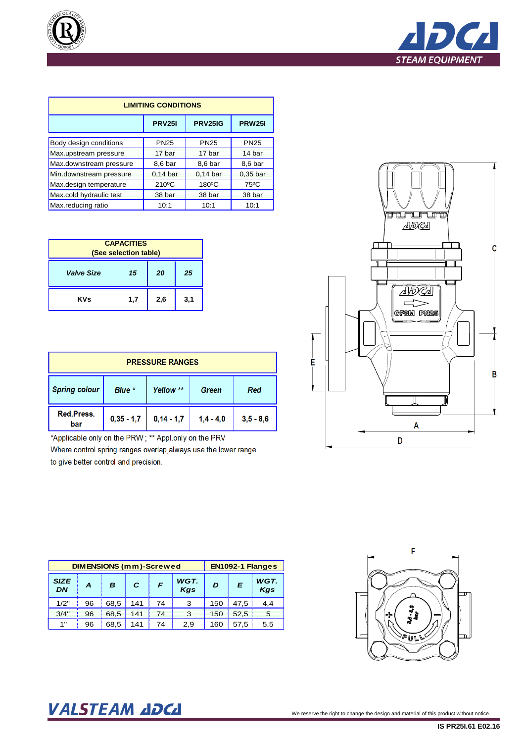| LIMITING CONDITIONS | | | |
|---|---|---|---|
| | PRV25I | PRV25IG | PRW25I |
| Body design conditions | PN25 | PN25 | PN25 |
| Max.upstream pressure | 17 bar | 17 bar | 14 bar |
| Max.downstream pressure | 8,6 bar | 8,6 bar | 8,6 bar |
| Min.downstream pressure | 0,14 bar | 0,14 bar | 0,35 bar |
| Max.design temperature | 210ºC | 180ºC | 75ºC |
| Max.cold hydraulic test | 38 bar | 38 bar | 38 bar |
| Max.reducing ratio | 10:1 | 10:1 | 10:1 |

| CAPACITIES (See selection table) | | | |
|---|---|---|---|
| *Valve Size* | *15* | *20* | *25* |
| KVs | 1,7 | 2,6 | 3,1 |

| PRESSURE RANGES | | | | |
|---|---|---|---|---|
| *Spring colour* | *Blue \** | *Yellow \*\** | *Green* | *Red* |
| Red.Press. bar | 0,35 - 1,7 | 0,14 - 1,7 | 1,4 - 4,0 | 3,5 - 8,6 |

*Applicable only on the PRW ; ** Appl.only on the PRV
Where control spring ranges overlap,always use the lower range to give better control and precision.

| DIMENSIONS (mm)-Screwed | | | | | | EN1092-1 Flanges | | |
|---|---|---|---|---|---|---|---|---|
| *SIZE DN* | *A* | *B* | *C* | *F* | *WGT. Kgs* | *D* | *E* | *WGT. Kgs* |
| 1/2" | 96 | 68,5 | 141 | 74 | 3 | 150 | 47,5 | 4,4 |
| 3/4" | 96 | 68,5 | 141 | 74 | 3 | 150 | 52,5 | 5 |
| 1" | 96 | 68,5 | 141 | 74 | 2,9 | 160 | 57,5 | 5,5 |

We reserve the right to change the design and material of this product without notice.

IS PR25I.61 E02.16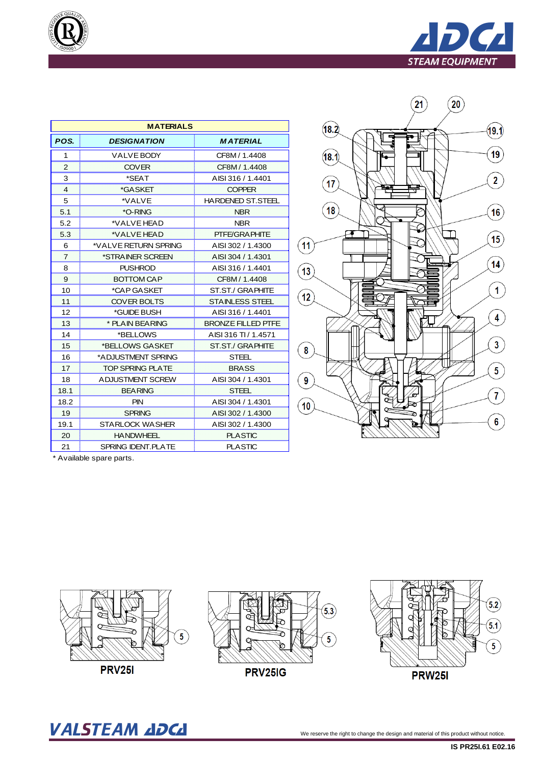| MATERIALS | | |
|---|---|---|
| **POS.** | **DESIGNATION** | **MATERIAL** |
| 1 | VALVE BODY | CF8M / 1.4408 |
| 2 | COVER | CF8M / 1.4408 |
| 3 | *SEAT | AISI 316 / 1.4401 |
| 4 | *GASKET | COPPER |
| 5 | *VALVE | HARDENED ST.STEEL |
| 5.1 | *O-RING | NBR |
| 5.2 | *VALVE HEAD | NBR |
| 5.3 | *VALVE HEAD | PTFE/GRAPHITE |
| 6 | *VALVE RETURN SPRING | AISI 302 / 1.4300 |
| 7 | *STRAINER SCREEN | AISI 304 / 1.4301 |
| 8 | PUSHROD | AISI 316 / 1.4401 |
| 9 | BOTTOM CAP | CF8M / 1.4408 |
| 10 | *CAP GASKET | ST.ST./ GRAPHITE |
| 11 | COVER BOLTS | STAINLESS STEEL |
| 12 | *GUIDE BUSH | AISI 316 / 1.4401 |
| 13 | * PLAIN BEARING | BRONZE FILLED PTFE |
| 14 | *BELLOWS | AISI 316 TI / 1.4571 |
| 15 | *BELLOWS GASKET | ST.ST./ GRAPHITE |
| 16 | *ADJUSTMENT SPRING | STEEL |
| 17 | TOP SPRING PLATE | BRASS |
| 18 | ADJUSTMENT SCREW | AISI 304 / 1.4301 |
| 18.1 | BEARING | STEEL |
| 18.2 | PIN | AISI 304 / 1.4301 |
| 19 | SPRING | AISI 302 / 1.4300 |
| 19.1 | STARLOCK WASHER | AISI 302 / 1.4300 |
| 20 | HANDWHEEL | PLASTIC |
| 21 | SPRING IDENT.PLATE | PLASTIC |

* Available spare parts.

**PRV25I**

**PRV25IG**

**PRW25I**

We reserve the right to change the design and material of this product without notice.

IS PR25I.61 E02.16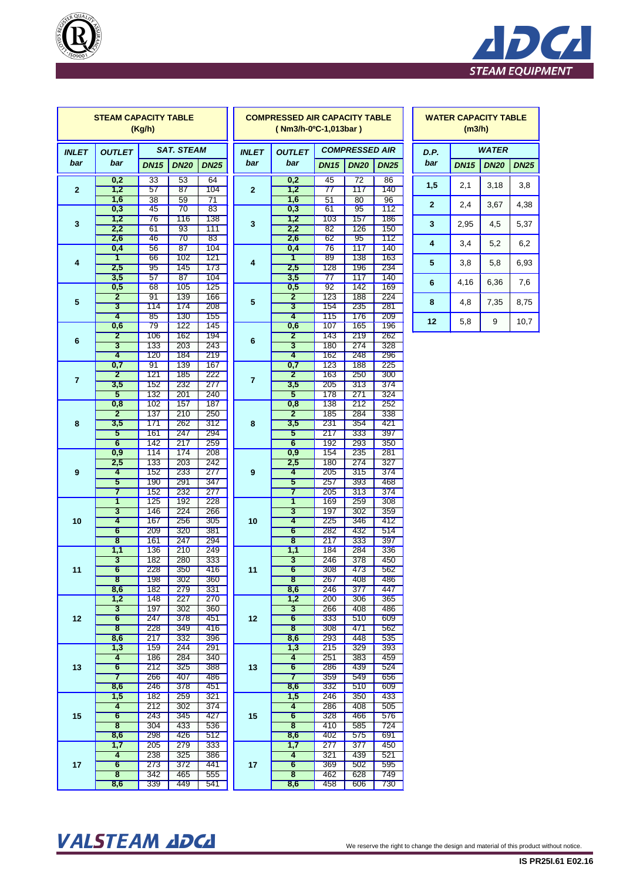**STEAM CAPACITY TABLE (Kg/h)**

| INLET bar | OUTLET bar | SAT. STEAM | | |
|---|---|---|---|---|
| | | DN15 | DN20 | DN25 |
| 2 | 0,2 | 33 | 53 | 64 |
| | 1,2 | 57 | 87 | 104 |
| | 1,6 | 38 | 59 | 71 |
| 3 | 0,3 | 45 | 70 | 83 |
| | 1,2 | 76 | 116 | 138 |
| | 2,2 | 61 | 93 | 111 |
| | 2,6 | 46 | 70 | 83 |
| 4 | 0,4 | 56 | 87 | 104 |
| | 1 | 66 | 102 | 121 |
| | 2,5 | 95 | 145 | 173 |
| | 3,5 | 57 | 87 | 104 |
| 5 | 0,5 | 68 | 105 | 125 |
| | 2 | 91 | 139 | 166 |
| | 3 | 114 | 174 | 208 |
| | 4 | 85 | 130 | 155 |
| 6 | 0,6 | 79 | 122 | 145 |
| | 2 | 106 | 162 | 194 |
| | 3 | 133 | 203 | 243 |
| | 4 | 120 | 184 | 219 |
| 7 | 0,7 | 91 | 139 | 167 |
| | 2 | 121 | 185 | 222 |
| | 3,5 | 152 | 232 | 277 |
| | 5 | 132 | 201 | 240 |
| 8 | 0,8 | 102 | 157 | 187 |
| | 2 | 137 | 210 | 250 |
| | 3,5 | 171 | 262 | 312 |
| | 5 | 161 | 247 | 294 |
| | 6 | 142 | 217 | 259 |
| 9 | 0,9 | 114 | 174 | 208 |
| | 2,5 | 133 | 203 | 242 |
| | 4 | 152 | 233 | 277 |
| | 5 | 190 | 291 | 347 |
| | 7 | 152 | 232 | 277 |
| 10 | 1 | 125 | 192 | 228 |
| | 3 | 146 | 224 | 266 |
| | 4 | 167 | 256 | 305 |
| | 6 | 209 | 320 | 381 |
| | 8 | 161 | 247 | 294 |
| 11 | 1,1 | 136 | 210 | 249 |
| | 3 | 182 | 280 | 333 |
| | 6 | 228 | 350 | 416 |
| | 8 | 198 | 302 | 360 |
| | 8,6 | 182 | 279 | 331 |
| 12 | 1,2 | 148 | 227 | 270 |
| | 3 | 197 | 302 | 360 |
| | 6 | 247 | 378 | 451 |
| | 8 | 228 | 349 | 416 |
| | 8,6 | 217 | 332 | 396 |
| 13 | 1,3 | 159 | 244 | 291 |
| | 4 | 186 | 284 | 340 |
| | 6 | 212 | 325 | 388 |
| | 7 | 266 | 407 | 486 |
| | 8,6 | 246 | 378 | 451 |
| 15 | 1,5 | 182 | 259 | 321 |
| | 4 | 212 | 302 | 374 |
| | 6 | 243 | 345 | 427 |
| | 8 | 304 | 433 | 536 |
| | 8,6 | 298 | 426 | 512 |
| 17 | 1,7 | 205 | 279 | 333 |
| | 4 | 238 | 325 | 386 |
| | 6 | 273 | 372 | 441 |
| | 8 | 342 | 465 | 555 |
| | 8,6 | 339 | 449 | 541 |

**COMPRESSED AIR CAPACITY TABLE ( Nm3/h-0ºC-1,013bar )**

| INLET bar | OUTLET bar | COMPRESSED AIR | | |
|---|---|---|---|---|
| | | DN15 | DN20 | DN25 |
| 2 | 0,2 | 45 | 72 | 86 |
| | 1,2 | 77 | 117 | 140 |
| | 1,6 | 51 | 80 | 96 |
| 3 | 0,3 | 61 | 95 | 112 |
| | 1,2 | 103 | 157 | 186 |
| | 2,2 | 82 | 126 | 150 |
| | 2,6 | 62 | 95 | 112 |
| 4 | 0,4 | 76 | 117 | 140 |
| | 1 | 89 | 138 | 163 |
| | 2,5 | 128 | 196 | 234 |
| | 3,5 | 77 | 117 | 140 |
| 5 | 0,5 | 92 | 142 | 169 |
| | 2 | 123 | 188 | 224 |
| | 3 | 154 | 235 | 281 |
| | 4 | 115 | 176 | 209 |
| 6 | 0,6 | 107 | 165 | 196 |
| | 2 | 143 | 219 | 262 |
| | 3 | 180 | 274 | 328 |
| | 4 | 162 | 248 | 296 |
| 7 | 0,7 | 123 | 188 | 225 |
| | 2 | 163 | 250 | 300 |
| | 3,5 | 205 | 313 | 374 |
| | 5 | 178 | 271 | 324 |
| 8 | 0,8 | 138 | 212 | 252 |
| | 2 | 185 | 284 | 338 |
| | 3,5 | 231 | 354 | 421 |
| | 5 | 217 | 333 | 397 |
| | 6 | 192 | 293 | 350 |
| 9 | 0,9 | 154 | 235 | 281 |
| | 2,5 | 180 | 274 | 327 |
| | 4 | 205 | 315 | 374 |
| | 5 | 257 | 393 | 468 |
| | 7 | 205 | 313 | 374 |
| 10 | 1 | 169 | 259 | 308 |
| | 3 | 197 | 302 | 359 |
| | 4 | 225 | 346 | 412 |
| | 6 | 282 | 432 | 514 |
| | 8 | 217 | 333 | 397 |
| 11 | 1,1 | 184 | 284 | 336 |
| | 3 | 246 | 378 | 450 |
| | 6 | 308 | 473 | 562 |
| | 8 | 267 | 408 | 486 |
| | 8,6 | 246 | 377 | 447 |
| 12 | 1,2 | 200 | 306 | 365 |
| | 3 | 266 | 408 | 486 |
| | 6 | 333 | 510 | 609 |
| | 8 | 308 | 471 | 562 |
| | 8,6 | 293 | 448 | 535 |
| 13 | 1,3 | 215 | 329 | 393 |
| | 4 | 251 | 383 | 459 |
| | 6 | 286 | 439 | 524 |
| | 7 | 359 | 549 | 656 |
| | 8,6 | 332 | 510 | 609 |
| 15 | 1,5 | 246 | 350 | 433 |
| | 4 | 286 | 408 | 505 |
| | 6 | 328 | 466 | 576 |
| | 8 | 410 | 585 | 724 |
| | 8,6 | 402 | 575 | 691 |
| 17 | 1,7 | 277 | 377 | 450 |
| | 4 | 321 | 439 | 521 |
| | 6 | 369 | 502 | 595 |
| | 8 | 462 | 628 | 749 |
| | 8,6 | 458 | 606 | 730 |

**WATER CAPACITY TABLE (m3/h)**

| D.P. bar | WATER | | |
|---|---|---|---|
| | DN15 | DN20 | DN25 |
| 1,5 | 2,1 | 3,18 | 3,8 |
| 2 | 2,4 | 3,67 | 4,38 |
| 3 | 2,95 | 4,5 | 5,37 |
| 4 | 3,4 | 5,2 | 6,2 |
| 5 | 3,8 | 5,8 | 6,93 |
| 6 | 4,16 | 6,36 | 7,6 |
| 8 | 4,8 | 7,35 | 8,75 |
| 12 | 5,8 | 9 | 10,7 |

We reserve the right to change the design and material of this product without notice.

IS PR25I.61 E02.16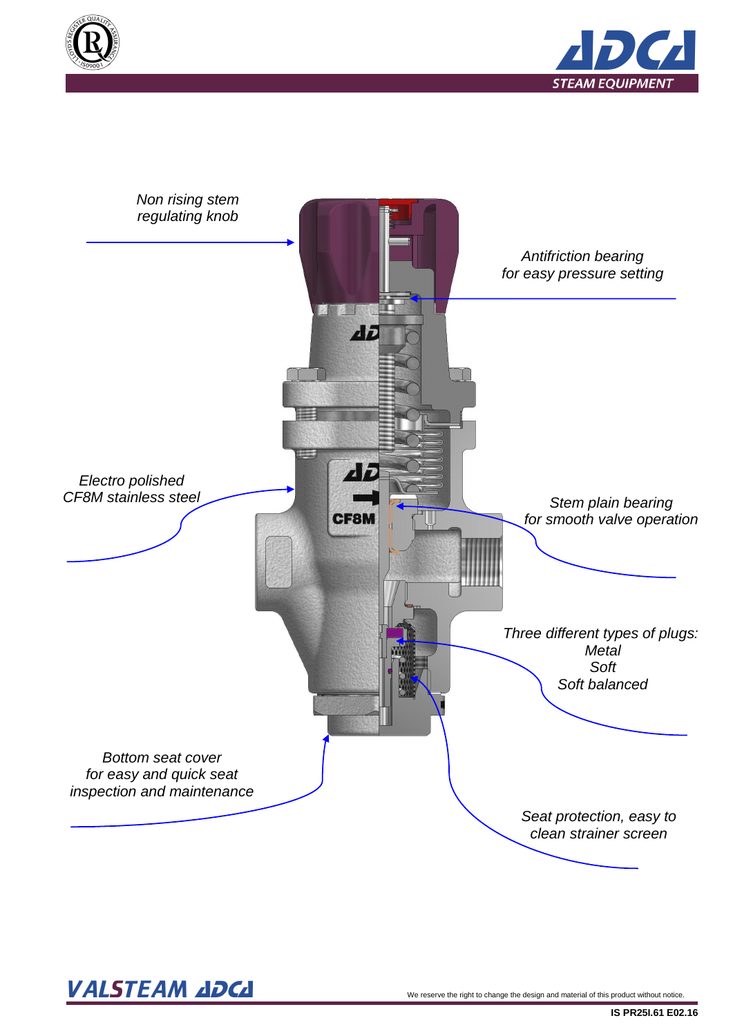*Non rising stem regulating knob*

*Antifriction bearing for easy pressure setting*

*Electro polished CF8M stainless steel*

*Stem plain bearing for smooth valve operation*

*Three different types of plugs:*
*Metal*
*Soft*
*Soft balanced*

*Bottom seat cover for easy and quick seat inspection and maintenance*

*Seat protection, easy to clean strainer screen*

We reserve the right to change the design and material of this product without notice.

**IS PR25I.61 E02.16**